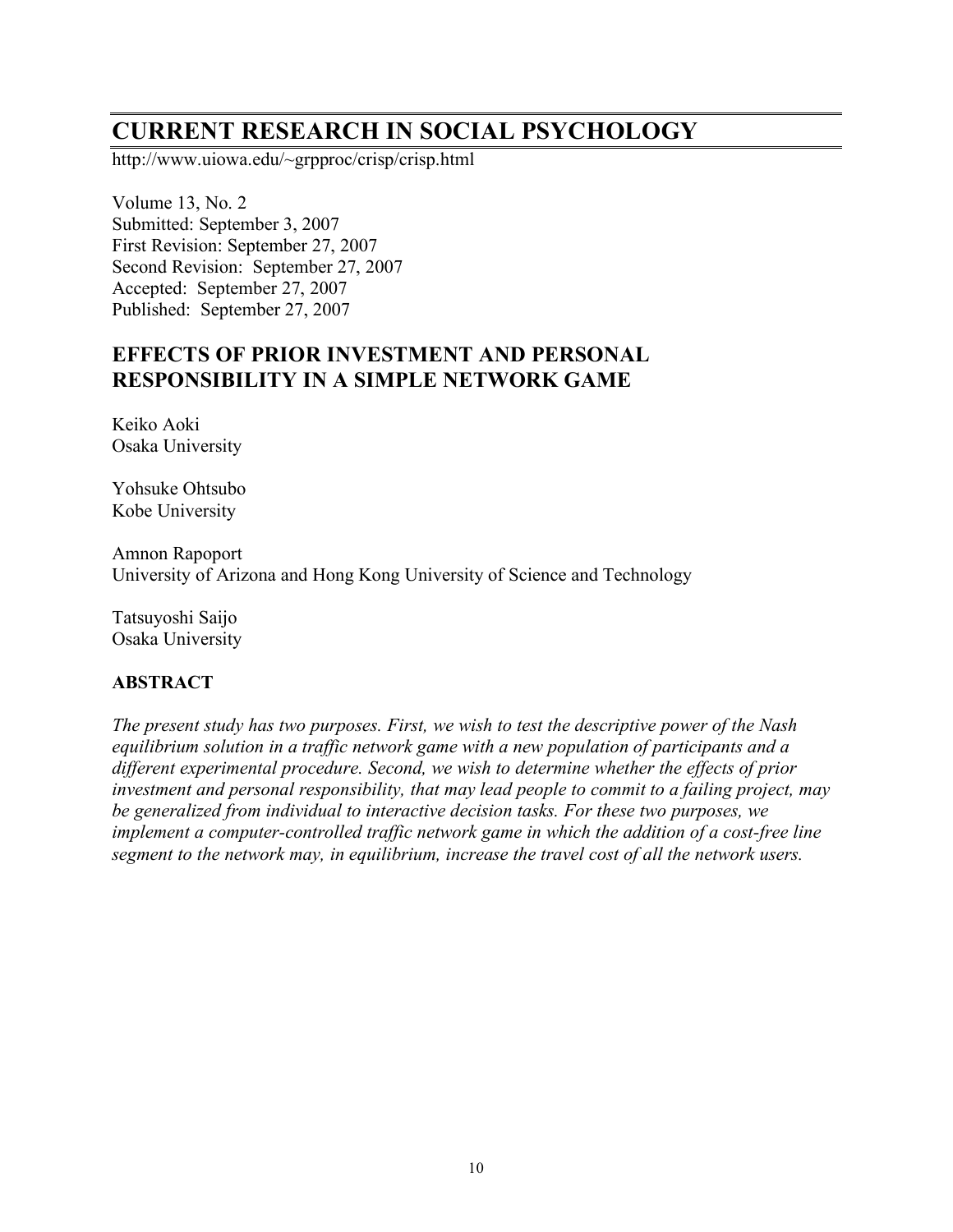# CURRENT RESEARCH IN SOCIAL PSYCHOLOGY

http://www.uiowa.edu/~grpproc/crisp/crisp.html

Volume 13, No. 2
Submitted: September 3, 2007
First Revision: September 27, 2007
Second Revision: September 27, 2007
Accepted: September 27, 2007
Published: September 27, 2007

## EFFECTS OF PRIOR INVESTMENT AND PERSONAL RESPONSIBILITY IN A SIMPLE NETWORK GAME

Keiko Aoki
Osaka University

Yohsuke Ohtsubo
Kobe University

Amnon Rapoport
University of Arizona and Hong Kong University of Science and Technology

Tatsuyoshi Saijo
Osaka University

### ABSTRACT

*The present study has two purposes. First, we wish to test the descriptive power of the Nash equilibrium solution in a traffic network game with a new population of participants and a different experimental procedure. Second, we wish to determine whether the effects of prior investment and personal responsibility, that may lead people to commit to a failing project, may be generalized from individual to interactive decision tasks. For these two purposes, we implement a computer-controlled traffic network game in which the addition of a cost-free line segment to the network may, in equilibrium, increase the travel cost of all the network users.*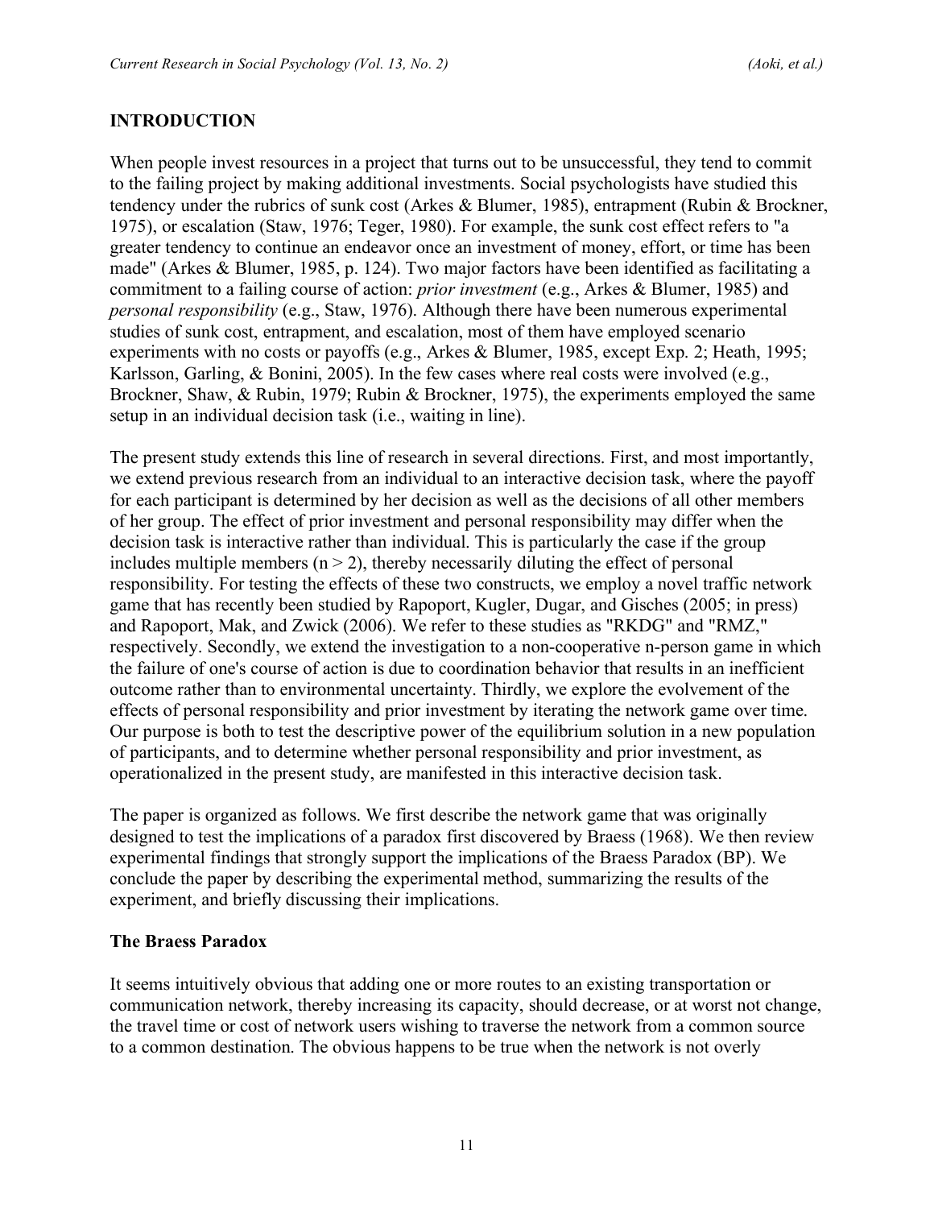## INTRODUCTION

When people invest resources in a project that turns out to be unsuccessful, they tend to commit to the failing project by making additional investments. Social psychologists have studied this tendency under the rubrics of sunk cost (Arkes & Blumer, 1985), entrapment (Rubin & Brockner, 1975), or escalation (Staw, 1976; Teger, 1980). For example, the sunk cost effect refers to "a greater tendency to continue an endeavor once an investment of money, effort, or time has been made" (Arkes & Blumer, 1985, p. 124). Two major factors have been identified as facilitating a commitment to a failing course of action: *prior investment* (e.g., Arkes & Blumer, 1985) and *personal responsibility* (e.g., Staw, 1976). Although there have been numerous experimental studies of sunk cost, entrapment, and escalation, most of them have employed scenario experiments with no costs or payoffs (e.g., Arkes & Blumer, 1985, except Exp. 2; Heath, 1995; Karlsson, Garling, & Bonini, 2005). In the few cases where real costs were involved (e.g., Brockner, Shaw, & Rubin, 1979; Rubin & Brockner, 1975), the experiments employed the same setup in an individual decision task (i.e., waiting in line).

The present study extends this line of research in several directions. First, and most importantly, we extend previous research from an individual to an interactive decision task, where the payoff for each participant is determined by her decision as well as the decisions of all other members of her group. The effect of prior investment and personal responsibility may differ when the decision task is interactive rather than individual. This is particularly the case if the group includes multiple members ($n > 2$), thereby necessarily diluting the effect of personal responsibility. For testing the effects of these two constructs, we employ a novel traffic network game that has recently been studied by Rapoport, Kugler, Dugar, and Gisches (2005; in press) and Rapoport, Mak, and Zwick (2006). We refer to these studies as "RKDG" and "RMZ," respectively. Secondly, we extend the investigation to a non-cooperative n-person game in which the failure of one's course of action is due to coordination behavior that results in an inefficient outcome rather than to environmental uncertainty. Thirdly, we explore the evolvement of the effects of personal responsibility and prior investment by iterating the network game over time. Our purpose is both to test the descriptive power of the equilibrium solution in a new population of participants, and to determine whether personal responsibility and prior investment, as operationalized in the present study, are manifested in this interactive decision task.

The paper is organized as follows. We first describe the network game that was originally designed to test the implications of a paradox first discovered by Braess (1968). We then review experimental findings that strongly support the implications of the Braess Paradox (BP). We conclude the paper by describing the experimental method, summarizing the results of the experiment, and briefly discussing their implications.

### The Braess Paradox

It seems intuitively obvious that adding one or more routes to an existing transportation or communication network, thereby increasing its capacity, should decrease, or at worst not change, the travel time or cost of network users wishing to traverse the network from a common source to a common destination. The obvious happens to be true when the network is not overly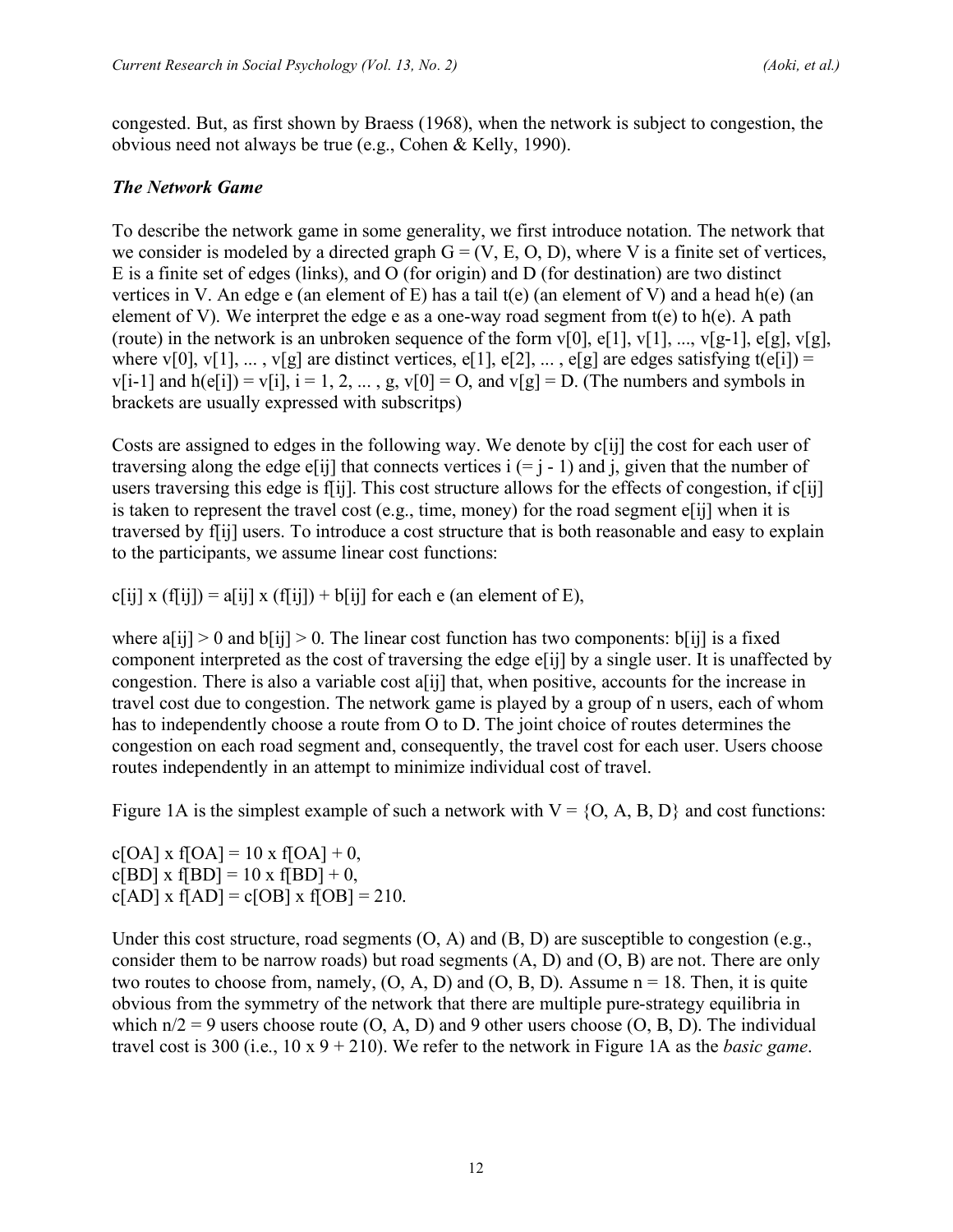congested. But, as first shown by Braess (1968), when the network is subject to congestion, the obvious need not always be true (e.g., Cohen & Kelly, 1990).

### *The Network Game*

To describe the network game in some generality, we first introduce notation. The network that we consider is modeled by a directed graph $G = (V, E, O, D)$, where V is a finite set of vertices, E is a finite set of edges (links), and O (for origin) and D (for destination) are two distinct vertices in V. An edge e (an element of E) has a tail $t(e)$ (an element of V) and a head $h(e)$ (an element of V). We interpret the edge e as a one-way road segment from $t(e)$ to $h(e)$. A path (route) in the network is an unbroken sequence of the form $v_0, e_1, v_1, \ldots, v_{g-1}, e_g, v_g$, where $v_0, v_1, \ldots, v_g$ are distinct vertices, $e_1, e_2, \ldots, e_g$ are edges satisfying $t(e_i) = v_{i-1}$ and $h(e_i) = v_i$, $i = 1, 2, \ldots, g$, $v_0 = O$, and $v_g = D$. (The numbers and symbols in brackets are usually expressed with subscritps)

Costs are assigned to edges in the following way. We denote by $c_{ij}$ the cost for each user of traversing along the edge $e_{ij}$ that connects vertices i (= j - 1) and j, given that the number of users traversing this edge is $f_{ij}$. This cost structure allows for the effects of congestion, if $c_{ij}$ is taken to represent the travel cost (e.g., time, money) for the road segment $e_{ij}$ when it is traversed by $f_{ij}$ users. To introduce a cost structure that is both reasonable and easy to explain to the participants, we assume linear cost functions:

$$c_{ij} \times (f_{ij}) = a_{ij} \times (f_{ij}) + b_{ij} \text{ for each e (an element of E),}$$

where $a_{ij} > 0$ and $b_{ij} > 0$. The linear cost function has two components: $b_{ij}$ is a fixed component interpreted as the cost of traversing the edge $e_{ij}$ by a single user. It is unaffected by congestion. There is also a variable cost $a_{ij}$ that, when positive, accounts for the increase in travel cost due to congestion. The network game is played by a group of n users, each of whom has to independently choose a route from O to D. The joint choice of routes determines the congestion on each road segment and, consequently, the travel cost for each user. Users choose routes independently in an attempt to minimize individual cost of travel.

Figure 1A is the simplest example of such a network with $V = \{O, A, B, D\}$ and cost functions:

$$c_{OA} \times f_{OA} = 10 \times f_{OA} + 0,$$
$$c_{BD} \times f_{BD} = 10 \times f_{BD} + 0,$$
$$c_{AD} \times f_{AD} = c_{OB} \times f_{OB} = 210.$$

Under this cost structure, road segments (O, A) and (B, D) are susceptible to congestion (e.g., consider them to be narrow roads) but road segments (A, D) and (O, B) are not. There are only two routes to choose from, namely, (O, A, D) and (O, B, D). Assume n = 18. Then, it is quite obvious from the symmetry of the network that there are multiple pure-strategy equilibria in which n/2 = 9 users choose route (O, A, D) and 9 other users choose (O, B, D). The individual travel cost is 300 (i.e., 10 x 9 + 210). We refer to the network in Figure 1A as the *basic game*.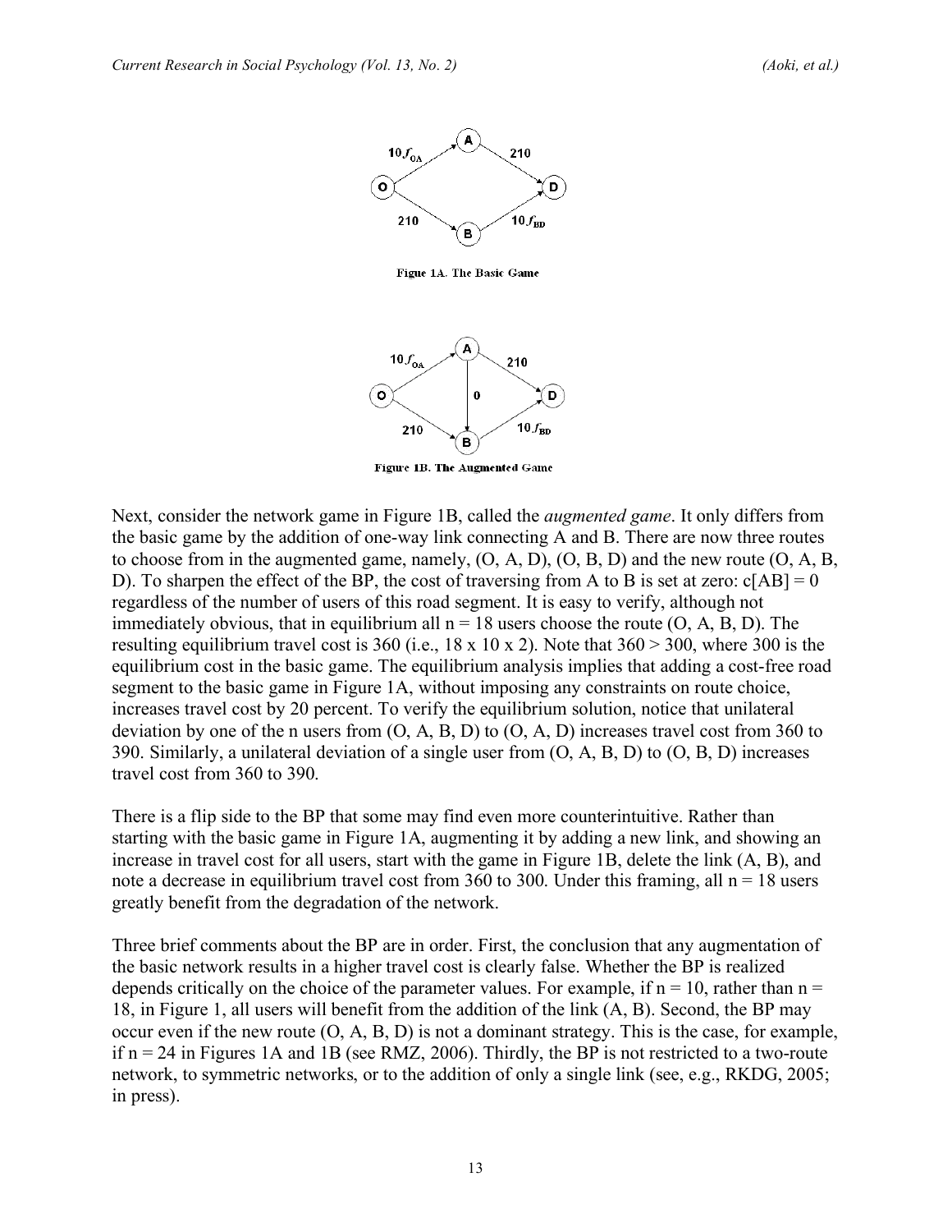Figue 1A. The Basic Game

Figure 1B. The Augmented Game

Next, consider the network game in Figure 1B, called the *augmented game*. It only differs from the basic game by the addition of one-way link connecting A and B. There are now three routes to choose from in the augmented game, namely, (O, A, D), (O, B, D) and the new route (O, A, B, D). To sharpen the effect of the BP, the cost of traversing from A to B is set at zero: c[AB] = 0 regardless of the number of users of this road segment. It is easy to verify, although not immediately obvious, that in equilibrium all $n = 18$ users choose the route (O, A, B, D). The resulting equilibrium travel cost is 360 (i.e., 18 x 10 x 2). Note that 360 > 300, where 300 is the equilibrium cost in the basic game. The equilibrium analysis implies that adding a cost-free road segment to the basic game in Figure 1A, without imposing any constraints on route choice, increases travel cost by 20 percent. To verify the equilibrium solution, notice that unilateral deviation by one of the n users from (O, A, B, D) to (O, A, D) increases travel cost from 360 to 390. Similarly, a unilateral deviation of a single user from (O, A, B, D) to (O, B, D) increases travel cost from 360 to 390.

There is a flip side to the BP that some may find even more counterintuitive. Rather than starting with the basic game in Figure 1A, augmenting it by adding a new link, and showing an increase in travel cost for all users, start with the game in Figure 1B, delete the link (A, B), and note a decrease in equilibrium travel cost from 360 to 300. Under this framing, all $n = 18$ users greatly benefit from the degradation of the network.

Three brief comments about the BP are in order. First, the conclusion that any augmentation of the basic network results in a higher travel cost is clearly false. Whether the BP is realized depends critically on the choice of the parameter values. For example, if $n = 10$, rather than $n = 18$, in Figure 1, all users will benefit from the addition of the link (A, B). Second, the BP may occur even if the new route (O, A, B, D) is not a dominant strategy. This is the case, for example, if $n = 24$ in Figures 1A and 1B (see RMZ, 2006). Thirdly, the BP is not restricted to a two-route network, to symmetric networks, or to the addition of only a single link (see, e.g., RKDG, 2005; in press).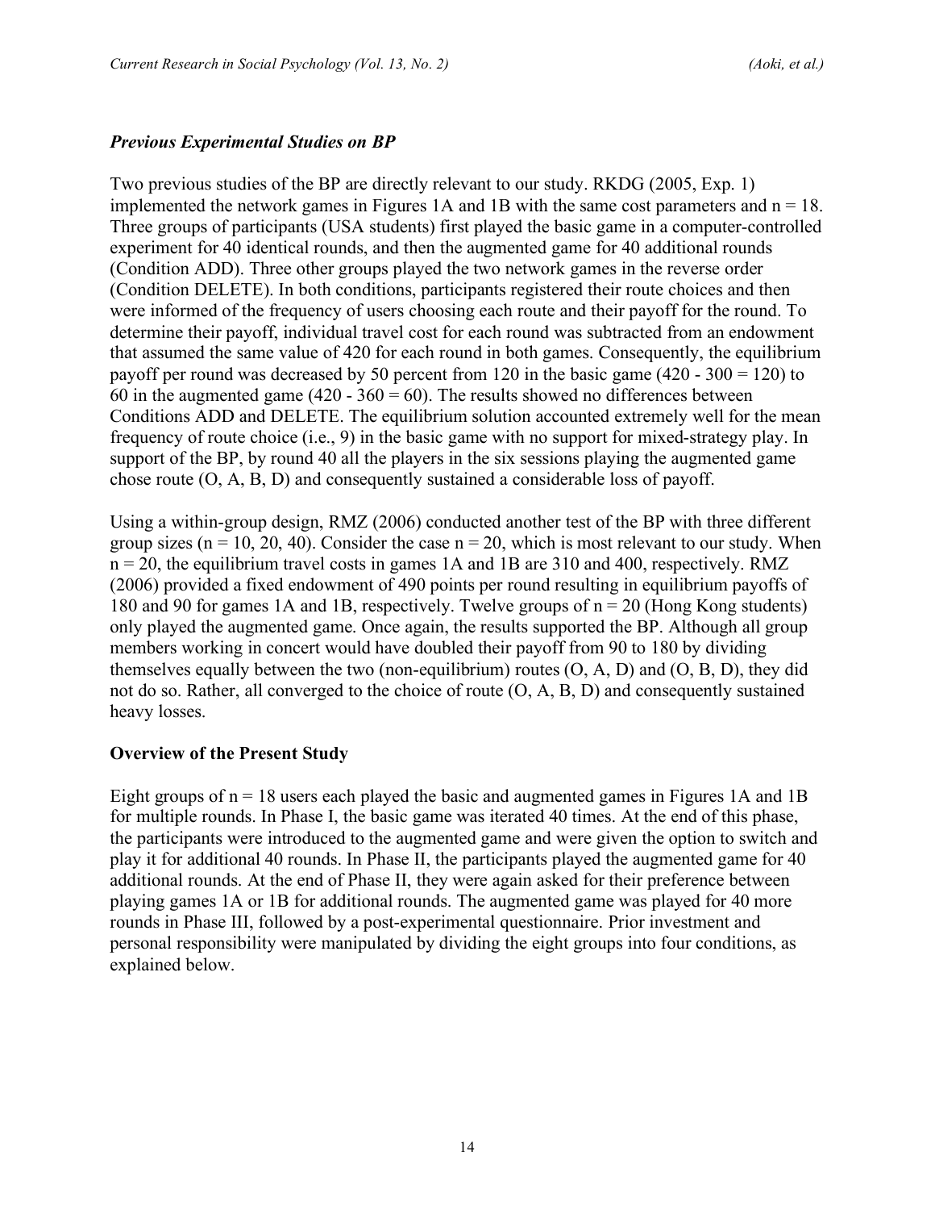### *Previous Experimental Studies on BP*

Two previous studies of the BP are directly relevant to our study. RKDG (2005, Exp. 1) implemented the network games in Figures 1A and 1B with the same cost parameters and n = 18. Three groups of participants (USA students) first played the basic game in a computer-controlled experiment for 40 identical rounds, and then the augmented game for 40 additional rounds (Condition ADD). Three other groups played the two network games in the reverse order (Condition DELETE). In both conditions, participants registered their route choices and then were informed of the frequency of users choosing each route and their payoff for the round. To determine their payoff, individual travel cost for each round was subtracted from an endowment that assumed the same value of 420 for each round in both games. Consequently, the equilibrium payoff per round was decreased by 50 percent from 120 in the basic game (420 - 300 = 120) to 60 in the augmented game (420 - 360 = 60). The results showed no differences between Conditions ADD and DELETE. The equilibrium solution accounted extremely well for the mean frequency of route choice (i.e., 9) in the basic game with no support for mixed-strategy play. In support of the BP, by round 40 all the players in the six sessions playing the augmented game chose route (O, A, B, D) and consequently sustained a considerable loss of payoff.

Using a within-group design, RMZ (2006) conducted another test of the BP with three different group sizes (n = 10, 20, 40). Consider the case n = 20, which is most relevant to our study. When n = 20, the equilibrium travel costs in games 1A and 1B are 310 and 400, respectively. RMZ (2006) provided a fixed endowment of 490 points per round resulting in equilibrium payoffs of 180 and 90 for games 1A and 1B, respectively. Twelve groups of n = 20 (Hong Kong students) only played the augmented game. Once again, the results supported the BP. Although all group members working in concert would have doubled their payoff from 90 to 180 by dividing themselves equally between the two (non-equilibrium) routes (O, A, D) and (O, B, D), they did not do so. Rather, all converged to the choice of route (O, A, B, D) and consequently sustained heavy losses.

## Overview of the Present Study

Eight groups of n = 18 users each played the basic and augmented games in Figures 1A and 1B for multiple rounds. In Phase I, the basic game was iterated 40 times. At the end of this phase, the participants were introduced to the augmented game and were given the option to switch and play it for additional 40 rounds. In Phase II, the participants played the augmented game for 40 additional rounds. At the end of Phase II, they were again asked for their preference between playing games 1A or 1B for additional rounds. The augmented game was played for 40 more rounds in Phase III, followed by a post-experimental questionnaire. Prior investment and personal responsibility were manipulated by dividing the eight groups into four conditions, as explained below.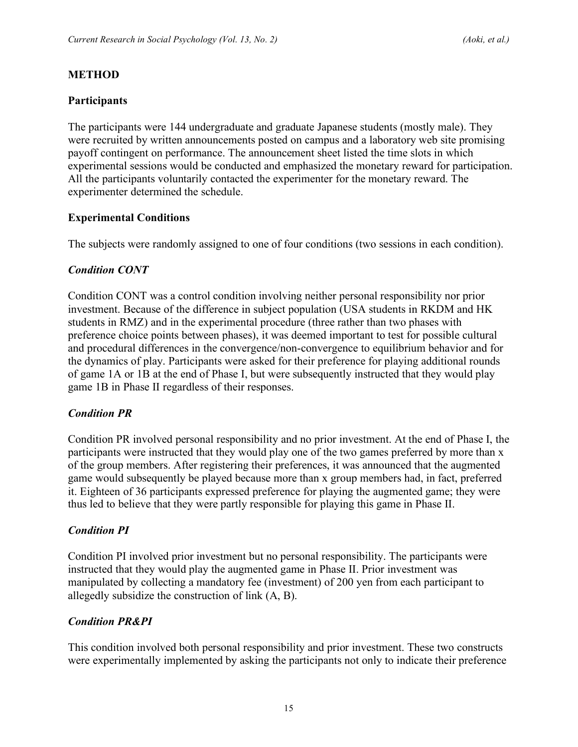## METHOD

### Participants

The participants were 144 undergraduate and graduate Japanese students (mostly male). They were recruited by written announcements posted on campus and a laboratory web site promising payoff contingent on performance. The announcement sheet listed the time slots in which experimental sessions would be conducted and emphasized the monetary reward for participation. All the participants voluntarily contacted the experimenter for the monetary reward. The experimenter determined the schedule.

### Experimental Conditions

The subjects were randomly assigned to one of four conditions (two sessions in each condition).

#### *Condition CONT*

Condition CONT was a control condition involving neither personal responsibility nor prior investment. Because of the difference in subject population (USA students in RKDM and HK students in RMZ) and in the experimental procedure (three rather than two phases with preference choice points between phases), it was deemed important to test for possible cultural and procedural differences in the convergence/non-convergence to equilibrium behavior and for the dynamics of play. Participants were asked for their preference for playing additional rounds of game 1A or 1B at the end of Phase I, but were subsequently instructed that they would play game 1B in Phase II regardless of their responses.

#### *Condition PR*

Condition PR involved personal responsibility and no prior investment. At the end of Phase I, the participants were instructed that they would play one of the two games preferred by more than x of the group members. After registering their preferences, it was announced that the augmented game would subsequently be played because more than x group members had, in fact, preferred it. Eighteen of 36 participants expressed preference for playing the augmented game; they were thus led to believe that they were partly responsible for playing this game in Phase II.

#### *Condition PI*

Condition PI involved prior investment but no personal responsibility. The participants were instructed that they would play the augmented game in Phase II. Prior investment was manipulated by collecting a mandatory fee (investment) of 200 yen from each participant to allegedly subsidize the construction of link (A, B).

#### *Condition PR&PI*

This condition involved both personal responsibility and prior investment. These two constructs were experimentally implemented by asking the participants not only to indicate their preference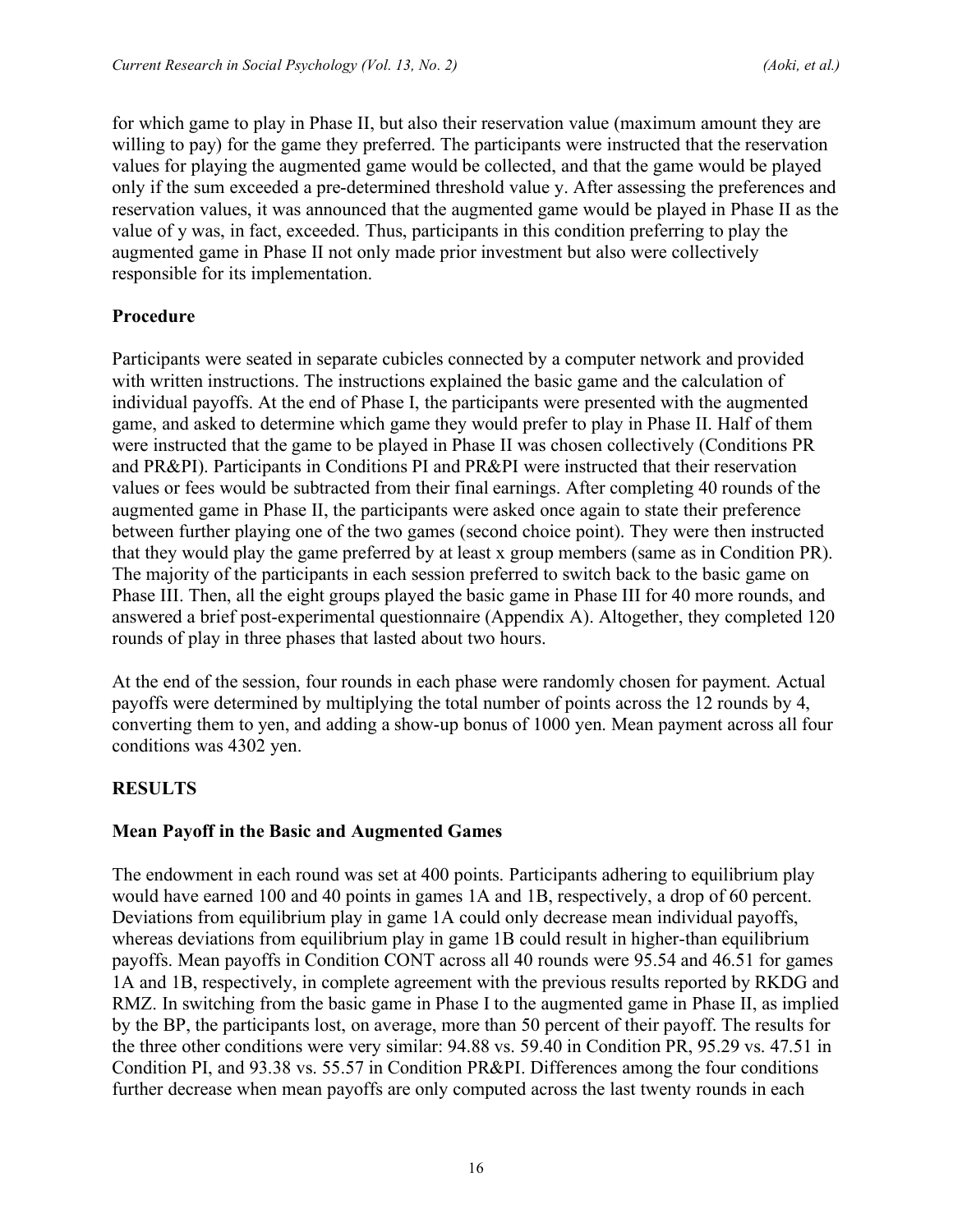for which game to play in Phase II, but also their reservation value (maximum amount they are willing to pay) for the game they preferred. The participants were instructed that the reservation values for playing the augmented game would be collected, and that the game would be played only if the sum exceeded a pre-determined threshold value y. After assessing the preferences and reservation values, it was announced that the augmented game would be played in Phase II as the value of y was, in fact, exceeded. Thus, participants in this condition preferring to play the augmented game in Phase II not only made prior investment but also were collectively responsible for its implementation.

### Procedure

Participants were seated in separate cubicles connected by a computer network and provided with written instructions. The instructions explained the basic game and the calculation of individual payoffs. At the end of Phase I, the participants were presented with the augmented game, and asked to determine which game they would prefer to play in Phase II. Half of them were instructed that the game to be played in Phase II was chosen collectively (Conditions PR and PR&PI). Participants in Conditions PI and PR&PI were instructed that their reservation values or fees would be subtracted from their final earnings. After completing 40 rounds of the augmented game in Phase II, the participants were asked once again to state their preference between further playing one of the two games (second choice point). They were then instructed that they would play the game preferred by at least x group members (same as in Condition PR). The majority of the participants in each session preferred to switch back to the basic game on Phase III. Then, all the eight groups played the basic game in Phase III for 40 more rounds, and answered a brief post-experimental questionnaire (Appendix A). Altogether, they completed 120 rounds of play in three phases that lasted about two hours.

At the end of the session, four rounds in each phase were randomly chosen for payment. Actual payoffs were determined by multiplying the total number of points across the 12 rounds by 4, converting them to yen, and adding a show-up bonus of 1000 yen. Mean payment across all four conditions was 4302 yen.

## RESULTS

### Mean Payoff in the Basic and Augmented Games

The endowment in each round was set at 400 points. Participants adhering to equilibrium play would have earned 100 and 40 points in games 1A and 1B, respectively, a drop of 60 percent. Deviations from equilibrium play in game 1A could only decrease mean individual payoffs, whereas deviations from equilibrium play in game 1B could result in higher-than equilibrium payoffs. Mean payoffs in Condition CONT across all 40 rounds were 95.54 and 46.51 for games 1A and 1B, respectively, in complete agreement with the previous results reported by RKDG and RMZ. In switching from the basic game in Phase I to the augmented game in Phase II, as implied by the BP, the participants lost, on average, more than 50 percent of their payoff. The results for the three other conditions were very similar: 94.88 vs. 59.40 in Condition PR, 95.29 vs. 47.51 in Condition PI, and 93.38 vs. 55.57 in Condition PR&PI. Differences among the four conditions further decrease when mean payoffs are only computed across the last twenty rounds in each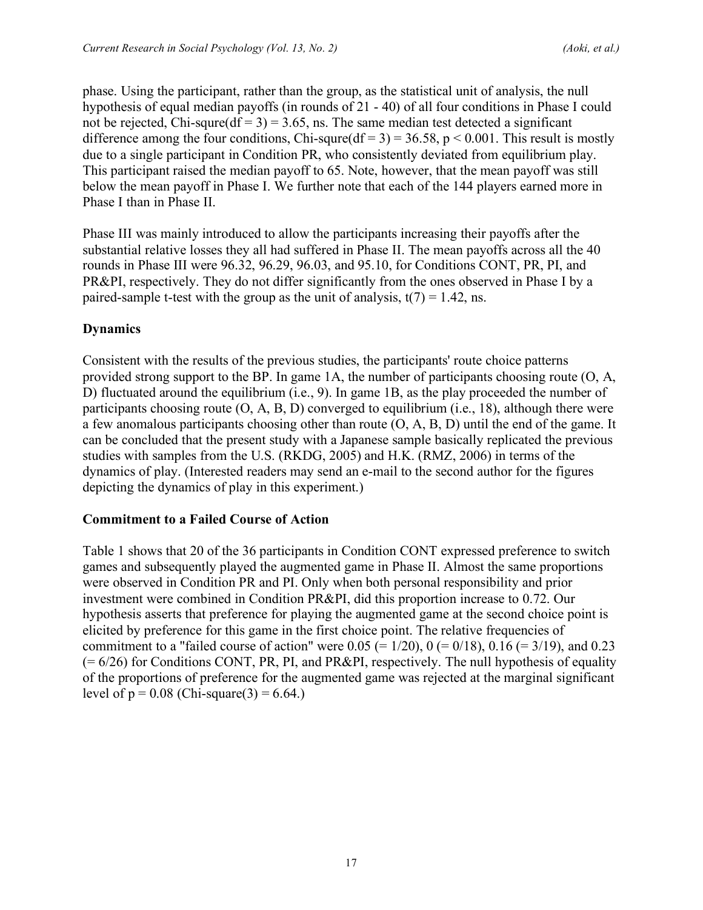phase. Using the participant, rather than the group, as the statistical unit of analysis, the null hypothesis of equal median payoffs (in rounds of 21 - 40) of all four conditions in Phase I could not be rejected, Chi-squre(df = 3) = 3.65, ns. The same median test detected a significant difference among the four conditions, Chi-squre(df = 3) = 36.58, $p < 0.001$. This result is mostly due to a single participant in Condition PR, who consistently deviated from equilibrium play. This participant raised the median payoff to 65. Note, however, that the mean payoff was still below the mean payoff in Phase I. We further note that each of the 144 players earned more in Phase I than in Phase II.

Phase III was mainly introduced to allow the participants increasing their payoffs after the substantial relative losses they all had suffered in Phase II. The mean payoffs across all the 40 rounds in Phase III were 96.32, 96.29, 96.03, and 95.10, for Conditions CONT, PR, PI, and PR&PI, respectively. They do not differ significantly from the ones observed in Phase I by a paired-sample t-test with the group as the unit of analysis, $t(7) = 1.42$, ns.

## Dynamics

Consistent with the results of the previous studies, the participants' route choice patterns provided strong support to the BP. In game 1A, the number of participants choosing route (O, A, D) fluctuated around the equilibrium (i.e., 9). In game 1B, as the play proceeded the number of participants choosing route (O, A, B, D) converged to equilibrium (i.e., 18), although there were a few anomalous participants choosing other than route (O, A, B, D) until the end of the game. It can be concluded that the present study with a Japanese sample basically replicated the previous studies with samples from the U.S. (RKDG, 2005) and H.K. (RMZ, 2006) in terms of the dynamics of play. (Interested readers may send an e-mail to the second author for the figures depicting the dynamics of play in this experiment.)

## Commitment to a Failed Course of Action

Table 1 shows that 20 of the 36 participants in Condition CONT expressed preference to switch games and subsequently played the augmented game in Phase II. Almost the same proportions were observed in Condition PR and PI. Only when both personal responsibility and prior investment were combined in Condition PR&PI, did this proportion increase to 0.72. Our hypothesis asserts that preference for playing the augmented game at the second choice point is elicited by preference for this game in the first choice point. The relative frequencies of commitment to a "failed course of action" were 0.05 (= 1/20), 0 (= 0/18), 0.16 (= 3/19), and 0.23 (= 6/26) for Conditions CONT, PR, PI, and PR&PI, respectively. The null hypothesis of equality of the proportions of preference for the augmented game was rejected at the marginal significant level of $p = 0.08$ (Chi-square(3) = 6.64.)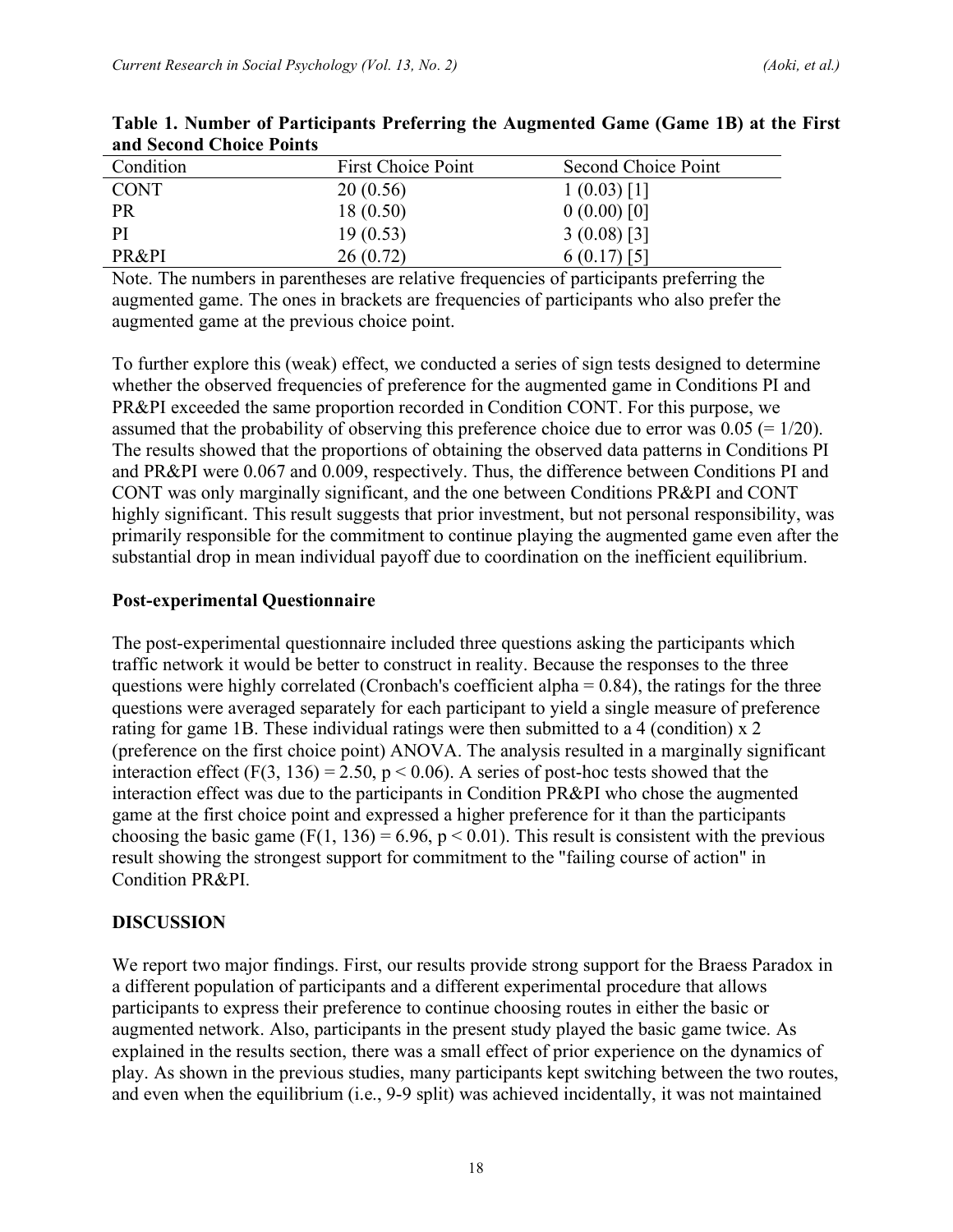**Table 1. Number of Participants Preferring the Augmented Game (Game 1B) at the First and Second Choice Points**

| Condition | First Choice Point | Second Choice Point |
|---|---|---|
| CONT | 20 (0.56) | 1 (0.03) [1] |
| PR | 18 (0.50) | 0 (0.00) [0] |
| PI | 19 (0.53) | 3 (0.08) [3] |
| PR&PI | 26 (0.72) | 6 (0.17) [5] |

Note. The numbers in parentheses are relative frequencies of participants preferring the augmented game. The ones in brackets are frequencies of participants who also prefer the augmented game at the previous choice point.

To further explore this (weak) effect, we conducted a series of sign tests designed to determine whether the observed frequencies of preference for the augmented game in Conditions PI and PR&PI exceeded the same proportion recorded in Condition CONT. For this purpose, we assumed that the probability of observing this preference choice due to error was 0.05 (= 1/20). The results showed that the proportions of obtaining the observed data patterns in Conditions PI and PR&PI were 0.067 and 0.009, respectively. Thus, the difference between Conditions PI and CONT was only marginally significant, and the one between Conditions PR&PI and CONT highly significant. This result suggests that prior investment, but not personal responsibility, was primarily responsible for the commitment to continue playing the augmented game even after the substantial drop in mean individual payoff due to coordination on the inefficient equilibrium.

### Post-experimental Questionnaire

The post-experimental questionnaire included three questions asking the participants which traffic network it would be better to construct in reality. Because the responses to the three questions were highly correlated (Cronbach's coefficient alpha = 0.84), the ratings for the three questions were averaged separately for each participant to yield a single measure of preference rating for game 1B. These individual ratings were then submitted to a 4 (condition) x 2 (preference on the first choice point) ANOVA. The analysis resulted in a marginally significant interaction effect ($F(3, 136) = 2.50$, $p < 0.06$). A series of post-hoc tests showed that the interaction effect was due to the participants in Condition PR&PI who chose the augmented game at the first choice point and expressed a higher preference for it than the participants choosing the basic game ($F(1, 136) = 6.96$, $p < 0.01$). This result is consistent with the previous result showing the strongest support for commitment to the "failing course of action" in Condition PR&PI.

## DISCUSSION

We report two major findings. First, our results provide strong support for the Braess Paradox in a different population of participants and a different experimental procedure that allows participants to express their preference to continue choosing routes in either the basic or augmented network. Also, participants in the present study played the basic game twice. As explained in the results section, there was a small effect of prior experience on the dynamics of play. As shown in the previous studies, many participants kept switching between the two routes, and even when the equilibrium (i.e., 9-9 split) was achieved incidentally, it was not maintained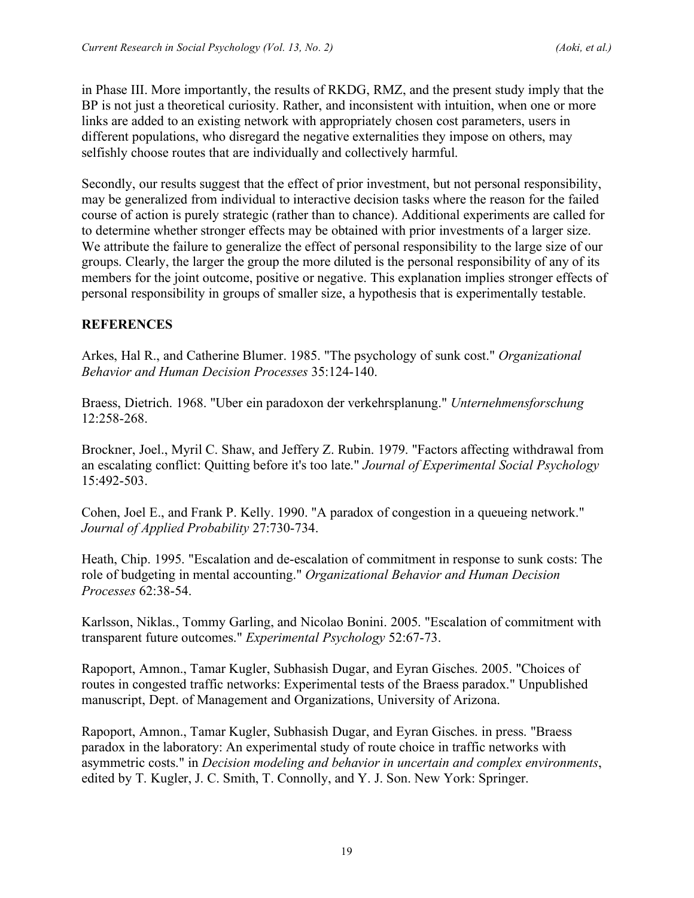in Phase III. More importantly, the results of RKDG, RMZ, and the present study imply that the BP is not just a theoretical curiosity. Rather, and inconsistent with intuition, when one or more links are added to an existing network with appropriately chosen cost parameters, users in different populations, who disregard the negative externalities they impose on others, may selfishly choose routes that are individually and collectively harmful.

Secondly, our results suggest that the effect of prior investment, but not personal responsibility, may be generalized from individual to interactive decision tasks where the reason for the failed course of action is purely strategic (rather than to chance). Additional experiments are called for to determine whether stronger effects may be obtained with prior investments of a larger size. We attribute the failure to generalize the effect of personal responsibility to the large size of our groups. Clearly, the larger the group the more diluted is the personal responsibility of any of its members for the joint outcome, positive or negative. This explanation implies stronger effects of personal responsibility in groups of smaller size, a hypothesis that is experimentally testable.

## REFERENCES

Arkes, Hal R., and Catherine Blumer. 1985. "The psychology of sunk cost." *Organizational Behavior and Human Decision Processes* 35:124-140.

Braess, Dietrich. 1968. "Uber ein paradoxon der verkehrsplanung." *Unternehmensforschung* 12:258-268.

Brockner, Joel., Myril C. Shaw, and Jeffery Z. Rubin. 1979. "Factors affecting withdrawal from an escalating conflict: Quitting before it's too late." *Journal of Experimental Social Psychology* 15:492-503.

Cohen, Joel E., and Frank P. Kelly. 1990. "A paradox of congestion in a queueing network." *Journal of Applied Probability* 27:730-734.

Heath, Chip. 1995. "Escalation and de-escalation of commitment in response to sunk costs: The role of budgeting in mental accounting." *Organizational Behavior and Human Decision Processes* 62:38-54.

Karlsson, Niklas., Tommy Garling, and Nicolao Bonini. 2005. "Escalation of commitment with transparent future outcomes." *Experimental Psychology* 52:67-73.

Rapoport, Amnon., Tamar Kugler, Subhasish Dugar, and Eyran Gisches. 2005. "Choices of routes in congested traffic networks: Experimental tests of the Braess paradox." Unpublished manuscript, Dept. of Management and Organizations, University of Arizona.

Rapoport, Amnon., Tamar Kugler, Subhasish Dugar, and Eyran Gisches. in press. "Braess paradox in the laboratory: An experimental study of route choice in traffic networks with asymmetric costs." in *Decision modeling and behavior in uncertain and complex environments*, edited by T. Kugler, J. C. Smith, T. Connolly, and Y. J. Son. New York: Springer.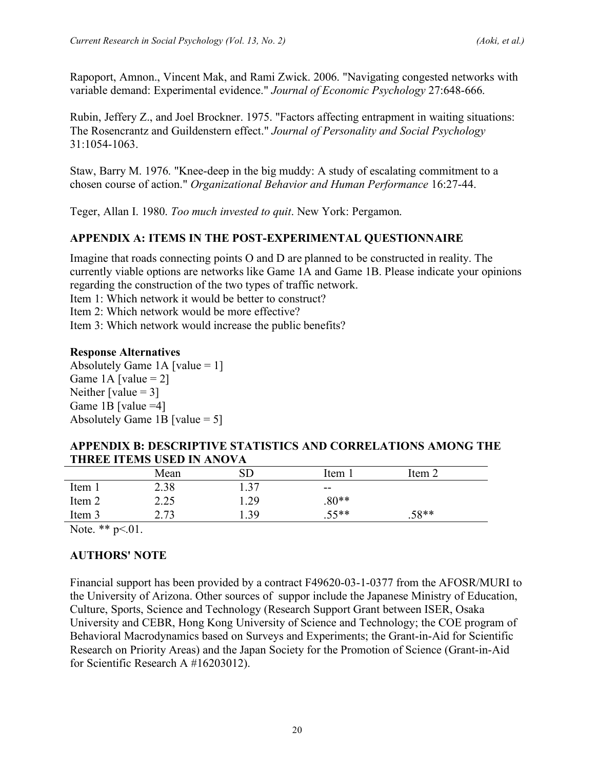Rapoport, Amnon., Vincent Mak, and Rami Zwick. 2006. "Navigating congested networks with variable demand: Experimental evidence." *Journal of Economic Psychology* 27:648-666.

Rubin, Jeffery Z., and Joel Brockner. 1975. "Factors affecting entrapment in waiting situations: The Rosencrantz and Guildenstern effect." *Journal of Personality and Social Psychology* 31:1054-1063.

Staw, Barry M. 1976. "Knee-deep in the big muddy: A study of escalating commitment to a chosen course of action." *Organizational Behavior and Human Performance* 16:27-44.

Teger, Allan I. 1980. *Too much invested to quit*. New York: Pergamon.

## APPENDIX A: ITEMS IN THE POST-EXPERIMENTAL QUESTIONNAIRE

Imagine that roads connecting points O and D are planned to be constructed in reality. The currently viable options are networks like Game 1A and Game 1B. Please indicate your opinions regarding the construction of the two types of traffic network.
Item 1: Which network it would be better to construct?
Item 2: Which network would be more effective?
Item 3: Which network would increase the public benefits?

**Response Alternatives**
Absolutely Game 1A [value = 1]
Game 1A [value = 2]
Neither [value = 3]
Game 1B [value =4]
Absolutely Game 1B [value = 5]

## APPENDIX B: DESCRIPTIVE STATISTICS AND CORRELATIONS AMONG THE THREE ITEMS USED IN ANOVA

| | Mean | SD | Item 1 | Item 2 |
|---|---|---|---|---|
| Item 1 | 2.38 | 1.37 | -- | |
| Item 2 | 2.25 | 1.29 | .80** | |
| Item 3 | 2.73 | 1.39 | .55** | .58** |

Note. ** p<.01.

## AUTHORS' NOTE

Financial support has been provided by a contract F49620-03-1-0377 from the AFOSR/MURI to the University of Arizona. Other sources of suppor include the Japanese Ministry of Education, Culture, Sports, Science and Technology (Research Support Grant between ISER, Osaka University and CEBR, Hong Kong University of Science and Technology; the COE program of Behavioral Macrodynamics based on Surveys and Experiments; the Grant-in-Aid for Scientific Research on Priority Areas) and the Japan Society for the Promotion of Science (Grant-in-Aid for Scientific Research A #16203012).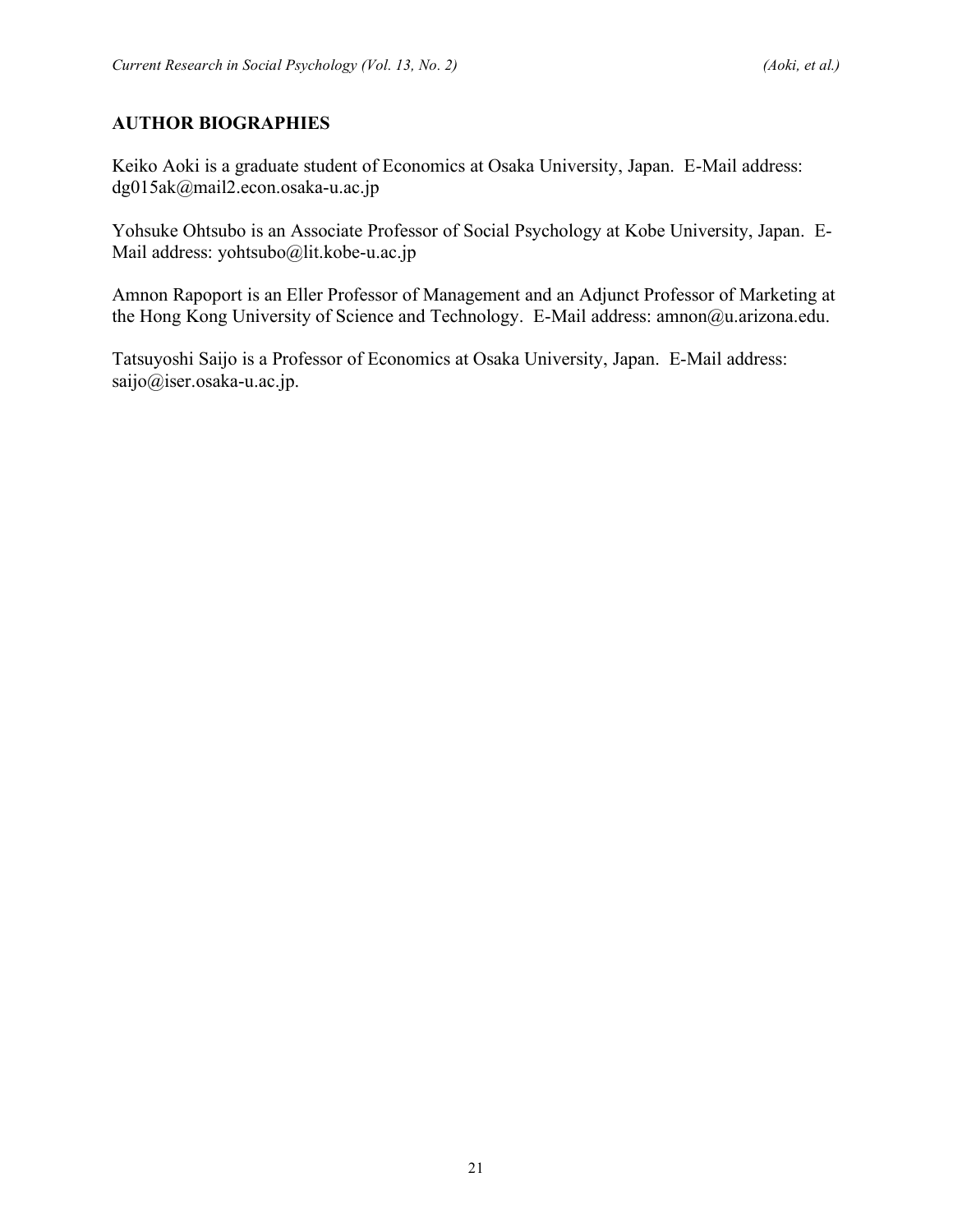## AUTHOR BIOGRAPHIES

Keiko Aoki is a graduate student of Economics at Osaka University, Japan. E-Mail address: dg015ak@mail2.econ.osaka-u.ac.jp

Yohsuke Ohtsubo is an Associate Professor of Social Psychology at Kobe University, Japan. E-Mail address: yohtsubo@lit.kobe-u.ac.jp

Amnon Rapoport is an Eller Professor of Management and an Adjunct Professor of Marketing at the Hong Kong University of Science and Technology. E-Mail address: amnon@u.arizona.edu.

Tatsuyoshi Saijo is a Professor of Economics at Osaka University, Japan. E-Mail address: saijo@iser.osaka-u.ac.jp.